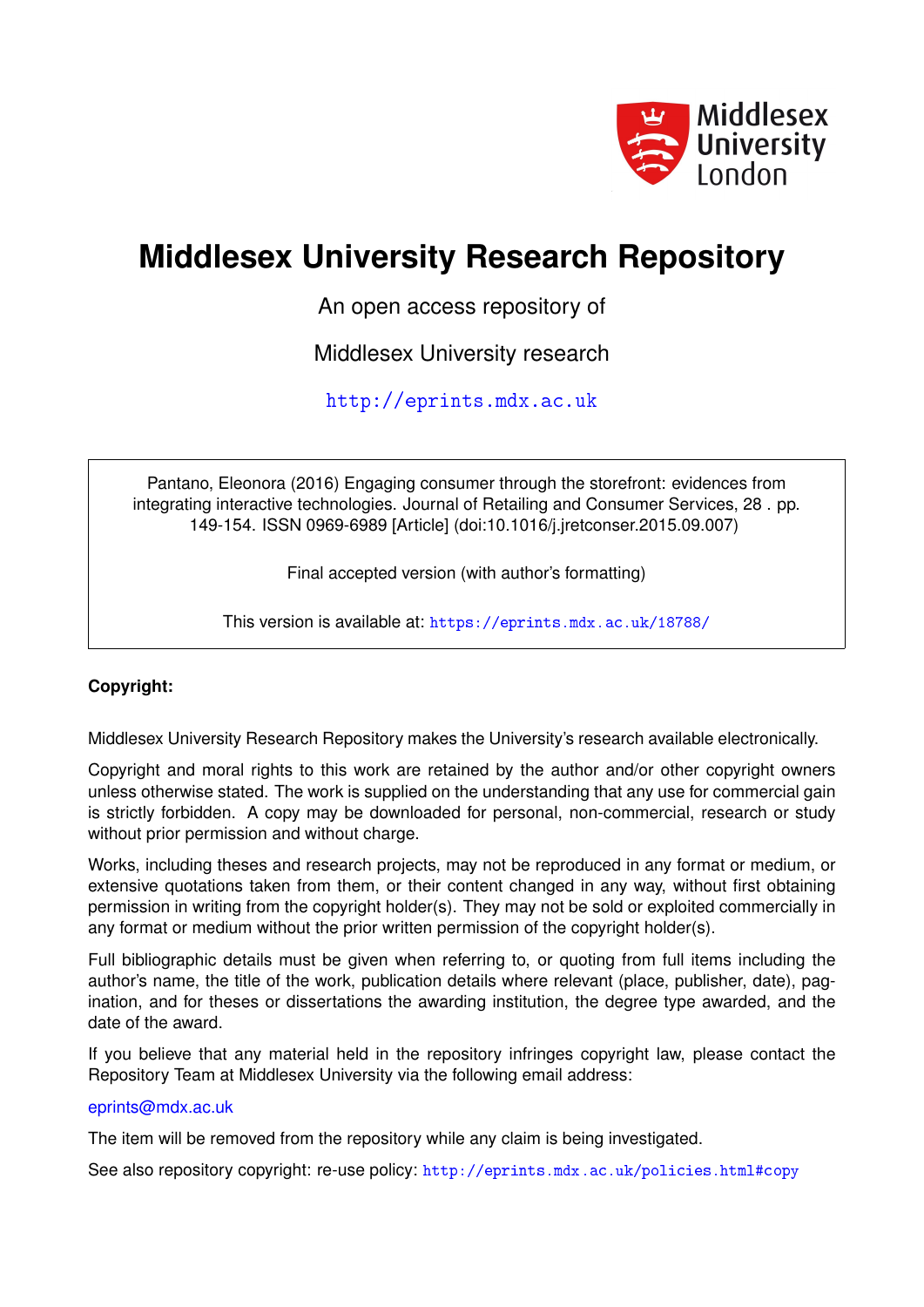Middlesex University London

# Middlesex University Research Repository

An open access repository of

Middlesex University research

http://eprints.mdx.ac.uk

Pantano, Eleonora (2016) Engaging consumer through the storefront: evidences from integrating interactive technologies. Journal of Retailing and Consumer Services, 28 . pp. 149-154. ISSN 0969-6989 [Article] (doi:10.1016/j.jretconser.2015.09.007)

Final accepted version (with author's formatting)

This version is available at: https://eprints.mdx.ac.uk/18788/

**Copyright:**

Middlesex University Research Repository makes the University's research available electronically.

Copyright and moral rights to this work are retained by the author and/or other copyright owners unless otherwise stated. The work is supplied on the understanding that any use for commercial gain is strictly forbidden. A copy may be downloaded for personal, non-commercial, research or study without prior permission and without charge.

Works, including theses and research projects, may not be reproduced in any format or medium, or extensive quotations taken from them, or their content changed in any way, without first obtaining permission in writing from the copyright holder(s). They may not be sold or exploited commercially in any format or medium without the prior written permission of the copyright holder(s).

Full bibliographic details must be given when referring to, or quoting from full items including the author's name, the title of the work, publication details where relevant (place, publisher, date), pagination, and for theses or dissertations the awarding institution, the degree type awarded, and the date of the award.

If you believe that any material held in the repository infringes copyright law, please contact the Repository Team at Middlesex University via the following email address:

eprints@mdx.ac.uk

The item will be removed from the repository while any claim is being investigated.

See also repository copyright: re-use policy: http://eprints.mdx.ac.uk/policies.html#copy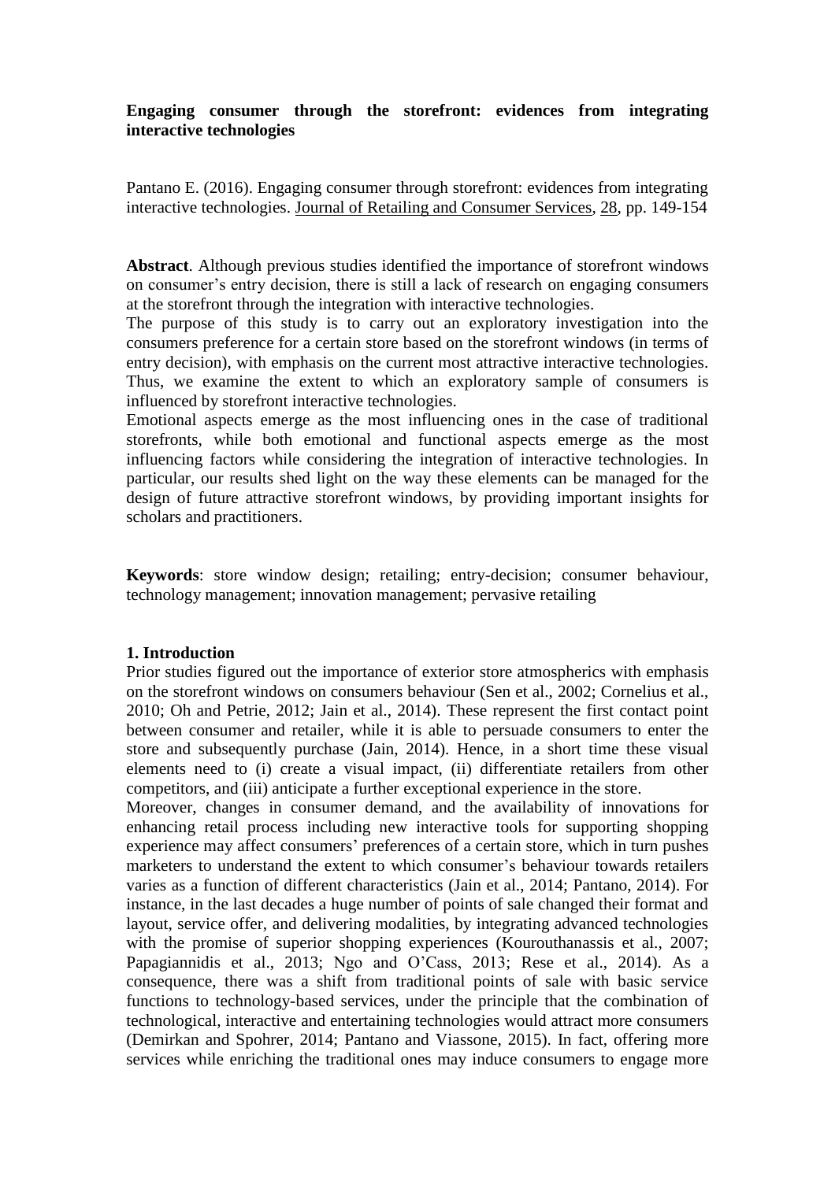**Engaging consumer through the storefront: evidences from integrating interactive technologies**

Pantano E. (2016). Engaging consumer through storefront: evidences from integrating interactive technologies. Journal of Retailing and Consumer Services, 28, pp. 149-154

**Abstract**. Although previous studies identified the importance of storefront windows on consumer's entry decision, there is still a lack of research on engaging consumers at the storefront through the integration with interactive technologies.

The purpose of this study is to carry out an exploratory investigation into the consumers preference for a certain store based on the storefront windows (in terms of entry decision), with emphasis on the current most attractive interactive technologies. Thus, we examine the extent to which an exploratory sample of consumers is influenced by storefront interactive technologies.

Emotional aspects emerge as the most influencing ones in the case of traditional storefronts, while both emotional and functional aspects emerge as the most influencing factors while considering the integration of interactive technologies. In particular, our results shed light on the way these elements can be managed for the design of future attractive storefront windows, by providing important insights for scholars and practitioners.

**Keywords**: store window design; retailing; entry-decision; consumer behaviour, technology management; innovation management; pervasive retailing

## 1. Introduction

Prior studies figured out the importance of exterior store atmospherics with emphasis on the storefront windows on consumers behaviour (Sen et al., 2002; Cornelius et al., 2010; Oh and Petrie, 2012; Jain et al., 2014). These represent the first contact point between consumer and retailer, while it is able to persuade consumers to enter the store and subsequently purchase (Jain, 2014). Hence, in a short time these visual elements need to (i) create a visual impact, (ii) differentiate retailers from other competitors, and (iii) anticipate a further exceptional experience in the store.

Moreover, changes in consumer demand, and the availability of innovations for enhancing retail process including new interactive tools for supporting shopping experience may affect consumers' preferences of a certain store, which in turn pushes marketers to understand the extent to which consumer's behaviour towards retailers varies as a function of different characteristics (Jain et al., 2014; Pantano, 2014). For instance, in the last decades a huge number of points of sale changed their format and layout, service offer, and delivering modalities, by integrating advanced technologies with the promise of superior shopping experiences (Kourouthanassis et al., 2007; Papagiannidis et al., 2013; Ngo and O'Cass, 2013; Rese et al., 2014). As a consequence, there was a shift from traditional points of sale with basic service functions to technology-based services, under the principle that the combination of technological, interactive and entertaining technologies would attract more consumers (Demirkan and Spohrer, 2014; Pantano and Viassone, 2015). In fact, offering more services while enriching the traditional ones may induce consumers to engage more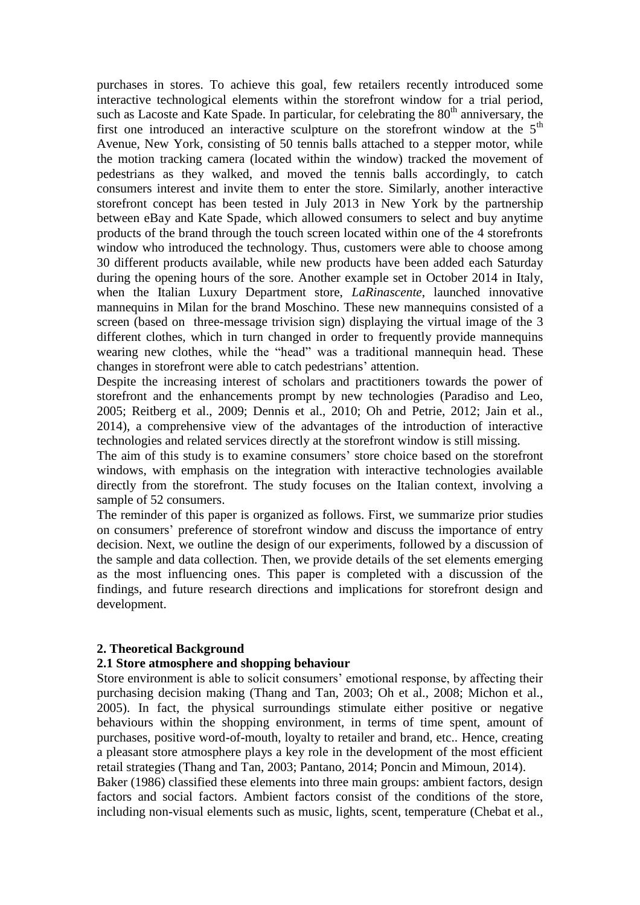purchases in stores. To achieve this goal, few retailers recently introduced some interactive technological elements within the storefront window for a trial period, such as Lacoste and Kate Spade. In particular, for celebrating the 80th anniversary, the first one introduced an interactive sculpture on the storefront window at the 5th Avenue, New York, consisting of 50 tennis balls attached to a stepper motor, while the motion tracking camera (located within the window) tracked the movement of pedestrians as they walked, and moved the tennis balls accordingly, to catch consumers interest and invite them to enter the store. Similarly, another interactive storefront concept has been tested in July 2013 in New York by the partnership between eBay and Kate Spade, which allowed consumers to select and buy anytime products of the brand through the touch screen located within one of the 4 storefronts window who introduced the technology. Thus, customers were able to choose among 30 different products available, while new products have been added each Saturday during the opening hours of the sore. Another example set in October 2014 in Italy, when the Italian Luxury Department store, *LaRinascente*, launched innovative mannequins in Milan for the brand Moschino. These new mannequins consisted of a screen (based on three-message trivision sign) displaying the virtual image of the 3 different clothes, which in turn changed in order to frequently provide mannequins wearing new clothes, while the "head" was a traditional mannequin head. These changes in storefront were able to catch pedestrians' attention.

Despite the increasing interest of scholars and practitioners towards the power of storefront and the enhancements prompt by new technologies (Paradiso and Leo, 2005; Reitberg et al., 2009; Dennis et al., 2010; Oh and Petrie, 2012; Jain et al., 2014), a comprehensive view of the advantages of the introduction of interactive technologies and related services directly at the storefront window is still missing.

The aim of this study is to examine consumers' store choice based on the storefront windows, with emphasis on the integration with interactive technologies available directly from the storefront. The study focuses on the Italian context, involving a sample of 52 consumers.

The reminder of this paper is organized as follows. First, we summarize prior studies on consumers' preference of storefront window and discuss the importance of entry decision. Next, we outline the design of our experiments, followed by a discussion of the sample and data collection. Then, we provide details of the set elements emerging as the most influencing ones. This paper is completed with a discussion of the findings, and future research directions and implications for storefront design and development.

## 2. Theoretical Background

### 2.1 Store atmosphere and shopping behaviour

Store environment is able to solicit consumers' emotional response, by affecting their purchasing decision making (Thang and Tan, 2003; Oh et al., 2008; Michon et al., 2005). In fact, the physical surroundings stimulate either positive or negative behaviours within the shopping environment, in terms of time spent, amount of purchases, positive word-of-mouth, loyalty to retailer and brand, etc.. Hence, creating a pleasant store atmosphere plays a key role in the development of the most efficient retail strategies (Thang and Tan, 2003; Pantano, 2014; Poncin and Mimoun, 2014).

Baker (1986) classified these elements into three main groups: ambient factors, design factors and social factors. Ambient factors consist of the conditions of the store, including non-visual elements such as music, lights, scent, temperature (Chebat et al.,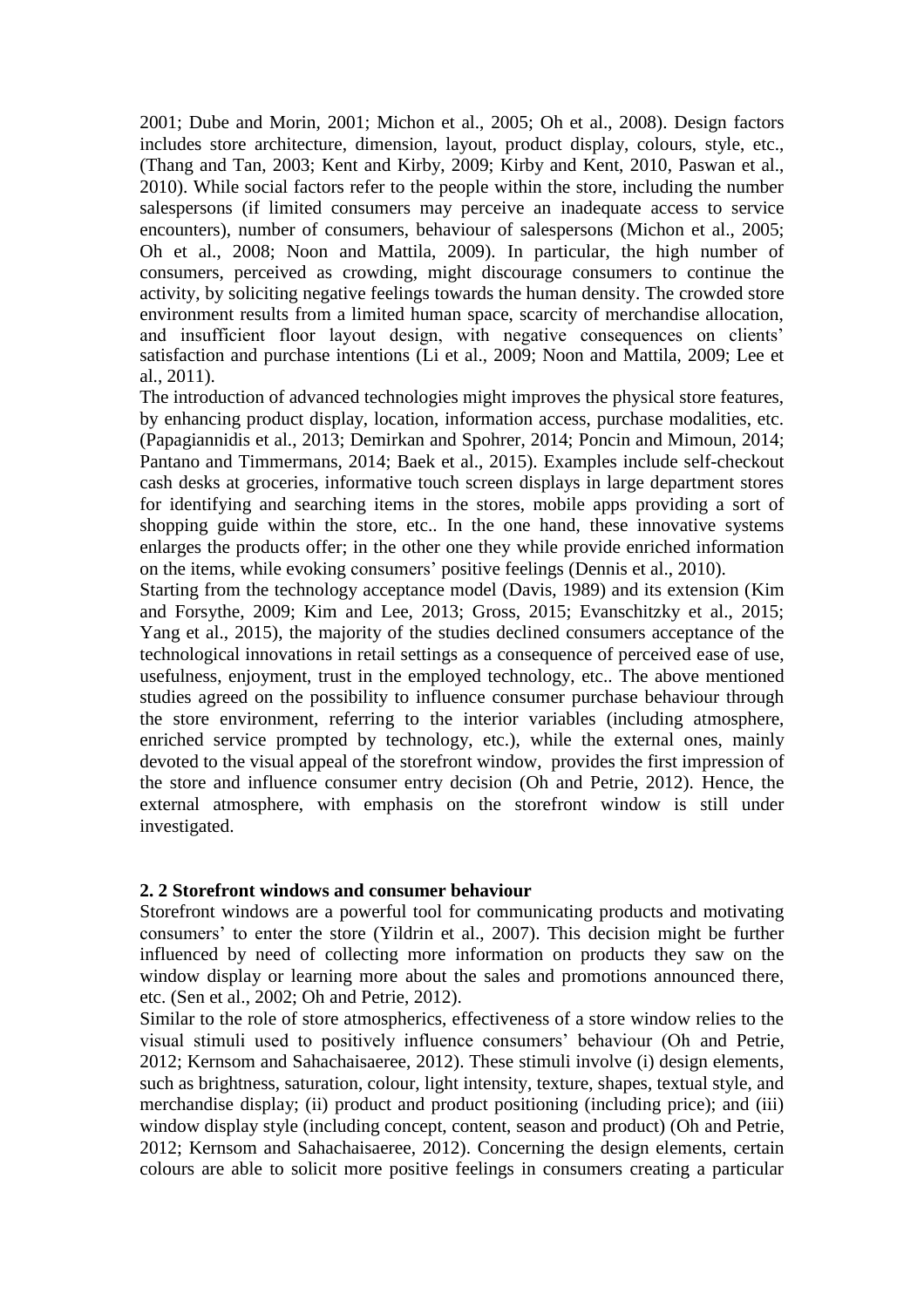2001; Dube and Morin, 2001; Michon et al., 2005; Oh et al., 2008). Design factors includes store architecture, dimension, layout, product display, colours, style, etc., (Thang and Tan, 2003; Kent and Kirby, 2009; Kirby and Kent, 2010, Paswan et al., 2010). While social factors refer to the people within the store, including the number salespersons (if limited consumers may perceive an inadequate access to service encounters), number of consumers, behaviour of salespersons (Michon et al., 2005; Oh et al., 2008; Noon and Mattila, 2009). In particular, the high number of consumers, perceived as crowding, might discourage consumers to continue the activity, by soliciting negative feelings towards the human density. The crowded store environment results from a limited human space, scarcity of merchandise allocation, and insufficient floor layout design, with negative consequences on clients' satisfaction and purchase intentions (Li et al., 2009; Noon and Mattila, 2009; Lee et al., 2011).

The introduction of advanced technologies might improves the physical store features, by enhancing product display, location, information access, purchase modalities, etc. (Papagiannidis et al., 2013; Demirkan and Spohrer, 2014; Poncin and Mimoun, 2014; Pantano and Timmermans, 2014; Baek et al., 2015). Examples include self-checkout cash desks at groceries, informative touch screen displays in large department stores for identifying and searching items in the stores, mobile apps providing a sort of shopping guide within the store, etc.. In the one hand, these innovative systems enlarges the products offer; in the other one they while provide enriched information on the items, while evoking consumers' positive feelings (Dennis et al., 2010).

Starting from the technology acceptance model (Davis, 1989) and its extension (Kim and Forsythe, 2009; Kim and Lee, 2013; Gross, 2015; Evanschitzky et al., 2015; Yang et al., 2015), the majority of the studies declined consumers acceptance of the technological innovations in retail settings as a consequence of perceived ease of use, usefulness, enjoyment, trust in the employed technology, etc.. The above mentioned studies agreed on the possibility to influence consumer purchase behaviour through the store environment, referring to the interior variables (including atmosphere, enriched service prompted by technology, etc.), while the external ones, mainly devoted to the visual appeal of the storefront window, provides the first impression of the store and influence consumer entry decision (Oh and Petrie, 2012). Hence, the external atmosphere, with emphasis on the storefront window is still under investigated.

## 2. 2 Storefront windows and consumer behaviour

Storefront windows are a powerful tool for communicating products and motivating consumers' to enter the store (Yildrin et al., 2007). This decision might be further influenced by need of collecting more information on products they saw on the window display or learning more about the sales and promotions announced there, etc. (Sen et al., 2002; Oh and Petrie, 2012).

Similar to the role of store atmospherics, effectiveness of a store window relies to the visual stimuli used to positively influence consumers' behaviour (Oh and Petrie, 2012; Kernsom and Sahachaisaeree, 2012). These stimuli involve (i) design elements, such as brightness, saturation, colour, light intensity, texture, shapes, textual style, and merchandise display; (ii) product and product positioning (including price); and (iii) window display style (including concept, content, season and product) (Oh and Petrie, 2012; Kernsom and Sahachaisaeree, 2012). Concerning the design elements, certain colours are able to solicit more positive feelings in consumers creating a particular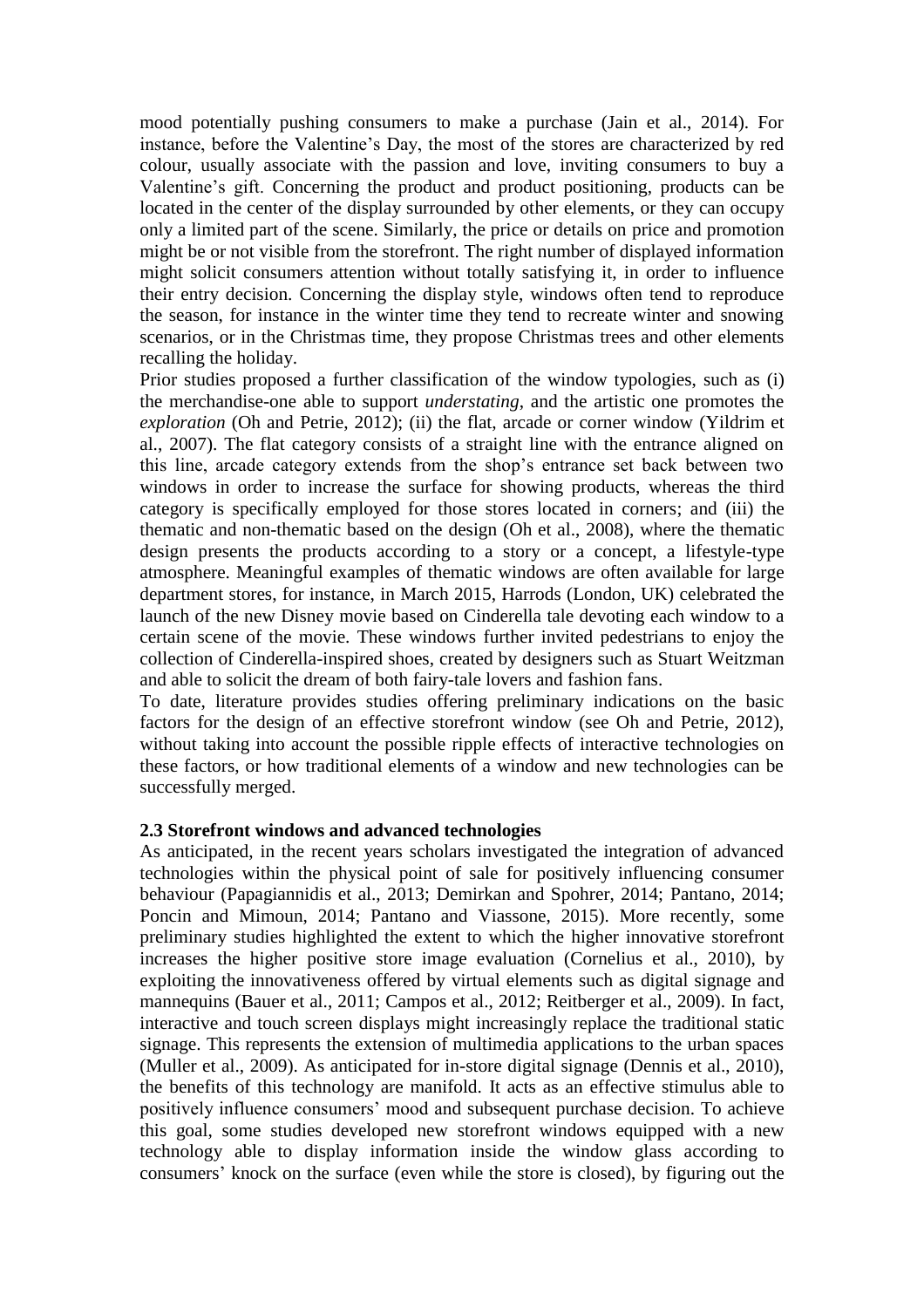mood potentially pushing consumers to make a purchase (Jain et al., 2014). For instance, before the Valentine's Day, the most of the stores are characterized by red colour, usually associate with the passion and love, inviting consumers to buy a Valentine's gift. Concerning the product and product positioning, products can be located in the center of the display surrounded by other elements, or they can occupy only a limited part of the scene. Similarly, the price or details on price and promotion might be or not visible from the storefront. The right number of displayed information might solicit consumers attention without totally satisfying it, in order to influence their entry decision. Concerning the display style, windows often tend to reproduce the season, for instance in the winter time they tend to recreate winter and snowing scenarios, or in the Christmas time, they propose Christmas trees and other elements recalling the holiday.

Prior studies proposed a further classification of the window typologies, such as (i) the merchandise-one able to support *understating*, and the artistic one promotes the *exploration* (Oh and Petrie, 2012); (ii) the flat, arcade or corner window (Yildrim et al., 2007). The flat category consists of a straight line with the entrance aligned on this line, arcade category extends from the shop's entrance set back between two windows in order to increase the surface for showing products, whereas the third category is specifically employed for those stores located in corners; and (iii) the thematic and non-thematic based on the design (Oh et al., 2008), where the thematic design presents the products according to a story or a concept, a lifestyle-type atmosphere. Meaningful examples of thematic windows are often available for large department stores, for instance, in March 2015, Harrods (London, UK) celebrated the launch of the new Disney movie based on Cinderella tale devoting each window to a certain scene of the movie. These windows further invited pedestrians to enjoy the collection of Cinderella-inspired shoes, created by designers such as Stuart Weitzman and able to solicit the dream of both fairy-tale lovers and fashion fans.

To date, literature provides studies offering preliminary indications on the basic factors for the design of an effective storefront window (see Oh and Petrie, 2012), without taking into account the possible ripple effects of interactive technologies on these factors, or how traditional elements of a window and new technologies can be successfully merged.

### 2.3 Storefront windows and advanced technologies

As anticipated, in the recent years scholars investigated the integration of advanced technologies within the physical point of sale for positively influencing consumer behaviour (Papagiannidis et al., 2013; Demirkan and Spohrer, 2014; Pantano, 2014; Poncin and Mimoun, 2014; Pantano and Viassone, 2015). More recently, some preliminary studies highlighted the extent to which the higher innovative storefront increases the higher positive store image evaluation (Cornelius et al., 2010), by exploiting the innovativeness offered by virtual elements such as digital signage and mannequins (Bauer et al., 2011; Campos et al., 2012; Reitberger et al., 2009). In fact, interactive and touch screen displays might increasingly replace the traditional static signage. This represents the extension of multimedia applications to the urban spaces (Muller et al., 2009). As anticipated for in-store digital signage (Dennis et al., 2010), the benefits of this technology are manifold. It acts as an effective stimulus able to positively influence consumers' mood and subsequent purchase decision. To achieve this goal, some studies developed new storefront windows equipped with a new technology able to display information inside the window glass according to consumers' knock on the surface (even while the store is closed), by figuring out the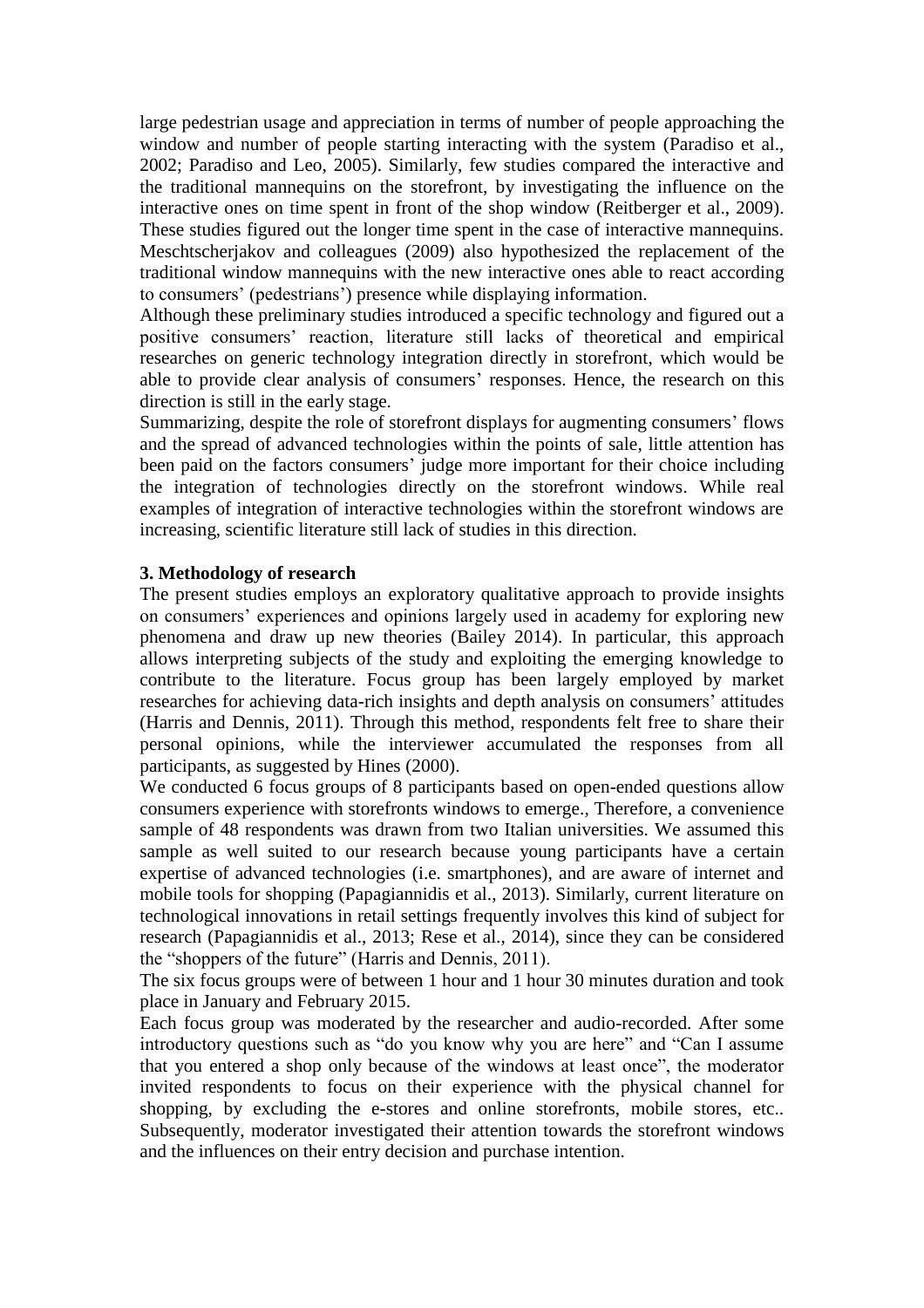large pedestrian usage and appreciation in terms of number of people approaching the window and number of people starting interacting with the system (Paradiso et al., 2002; Paradiso and Leo, 2005). Similarly, few studies compared the interactive and the traditional mannequins on the storefront, by investigating the influence on the interactive ones on time spent in front of the shop window (Reitberger et al., 2009). These studies figured out the longer time spent in the case of interactive mannequins. Meschtscherjakov and colleagues (2009) also hypothesized the replacement of the traditional window mannequins with the new interactive ones able to react according to consumers' (pedestrians') presence while displaying information.

Although these preliminary studies introduced a specific technology and figured out a positive consumers' reaction, literature still lacks of theoretical and empirical researches on generic technology integration directly in storefront, which would be able to provide clear analysis of consumers' responses. Hence, the research on this direction is still in the early stage.

Summarizing, despite the role of storefront displays for augmenting consumers' flows and the spread of advanced technologies within the points of sale, little attention has been paid on the factors consumers' judge more important for their choice including the integration of technologies directly on the storefront windows. While real examples of integration of interactive technologies within the storefront windows are increasing, scientific literature still lack of studies in this direction.

## 3. Methodology of research

The present studies employs an exploratory qualitative approach to provide insights on consumers' experiences and opinions largely used in academy for exploring new phenomena and draw up new theories (Bailey 2014). In particular, this approach allows interpreting subjects of the study and exploiting the emerging knowledge to contribute to the literature. Focus group has been largely employed by market researches for achieving data-rich insights and depth analysis on consumers' attitudes (Harris and Dennis, 2011). Through this method, respondents felt free to share their personal opinions, while the interviewer accumulated the responses from all participants, as suggested by Hines (2000).

We conducted 6 focus groups of 8 participants based on open-ended questions allow consumers experience with storefronts windows to emerge., Therefore, a convenience sample of 48 respondents was drawn from two Italian universities. We assumed this sample as well suited to our research because young participants have a certain expertise of advanced technologies (i.e. smartphones), and are aware of internet and mobile tools for shopping (Papagiannidis et al., 2013). Similarly, current literature on technological innovations in retail settings frequently involves this kind of subject for research (Papagiannidis et al., 2013; Rese et al., 2014), since they can be considered the "shoppers of the future" (Harris and Dennis, 2011).

The six focus groups were of between 1 hour and 1 hour 30 minutes duration and took place in January and February 2015.

Each focus group was moderated by the researcher and audio-recorded. After some introductory questions such as "do you know why you are here" and "Can I assume that you entered a shop only because of the windows at least once", the moderator invited respondents to focus on their experience with the physical channel for shopping, by excluding the e-stores and online storefronts, mobile stores, etc.. Subsequently, moderator investigated their attention towards the storefront windows and the influences on their entry decision and purchase intention.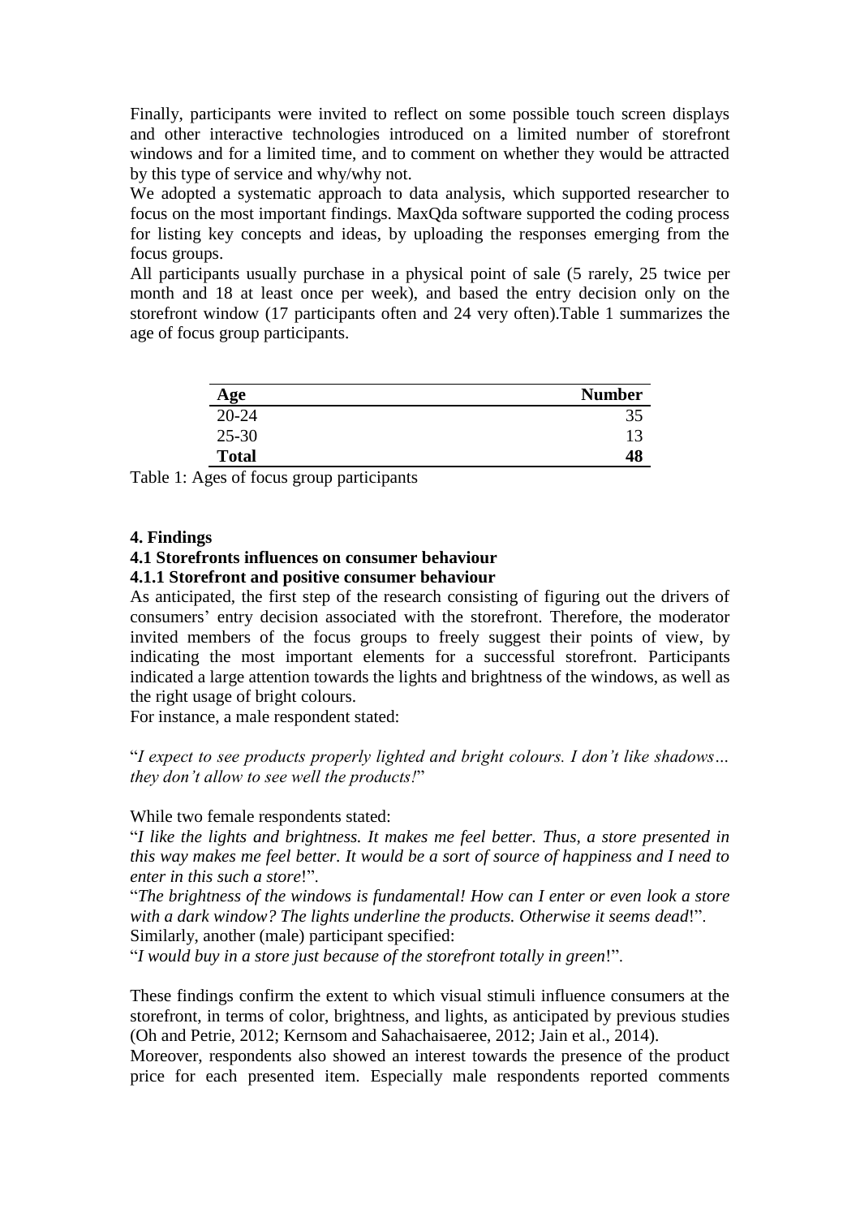Finally, participants were invited to reflect on some possible touch screen displays and other interactive technologies introduced on a limited number of storefront windows and for a limited time, and to comment on whether they would be attracted by this type of service and why/why not.

We adopted a systematic approach to data analysis, which supported researcher to focus on the most important findings. MaxQda software supported the coding process for listing key concepts and ideas, by uploading the responses emerging from the focus groups.

All participants usually purchase in a physical point of sale (5 rarely, 25 twice per month and 18 at least once per week), and based the entry decision only on the storefront window (17 participants often and 24 very often).Table 1 summarizes the age of focus group participants.

| Age | Number |
|---|---|
| 20-24 | 35 |
| 25-30 | 13 |
| **Total** | **48** |

Table 1: Ages of focus group participants

## 4. Findings

### 4.1 Storefronts influences on consumer behaviour

#### 4.1.1 Storefront and positive consumer behaviour

As anticipated, the first step of the research consisting of figuring out the drivers of consumers' entry decision associated with the storefront. Therefore, the moderator invited members of the focus groups to freely suggest their points of view, by indicating the most important elements for a successful storefront. Participants indicated a large attention towards the lights and brightness of the windows, as well as the right usage of bright colours.

For instance, a male respondent stated:

"*I expect to see products properly lighted and bright colours. I don't like shadows… they don't allow to see well the products!*"

While two female respondents stated:

"*I like the lights and brightness. It makes me feel better. Thus, a store presented in this way makes me feel better. It would be a sort of source of happiness and I need to enter in this such a store*!".

"*The brightness of the windows is fundamental! How can I enter or even look a store with a dark window? The lights underline the products. Otherwise it seems dead*!".

Similarly, another (male) participant specified:

"*I would buy in a store just because of the storefront totally in green*!".

These findings confirm the extent to which visual stimuli influence consumers at the storefront, in terms of color, brightness, and lights, as anticipated by previous studies (Oh and Petrie, 2012; Kernsom and Sahachaisaeree, 2012; Jain et al., 2014).

Moreover, respondents also showed an interest towards the presence of the product price for each presented item. Especially male respondents reported comments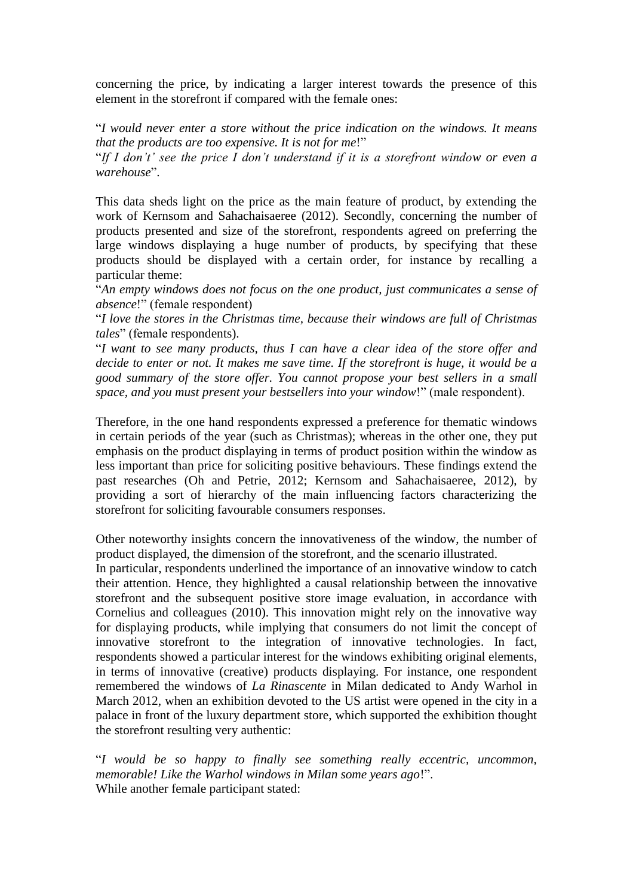concerning the price, by indicating a larger interest towards the presence of this element in the storefront if compared with the female ones:

"*I would never enter a store without the price indication on the windows. It means that the products are too expensive. It is not for me*!"

"*If I don't' see the price I don't understand if it is a storefront window or even a warehouse*".

This data sheds light on the price as the main feature of product, by extending the work of Kernsom and Sahachaisaeree (2012). Secondly, concerning the number of products presented and size of the storefront, respondents agreed on preferring the large windows displaying a huge number of products, by specifying that these products should be displayed with a certain order, for instance by recalling a particular theme:

"*An empty windows does not focus on the one product, just communicates a sense of absence*!" (female respondent)

"*I love the stores in the Christmas time, because their windows are full of Christmas tales*" (female respondents).

"*I want to see many products, thus I can have a clear idea of the store offer and decide to enter or not. It makes me save time. If the storefront is huge, it would be a good summary of the store offer. You cannot propose your best sellers in a small space, and you must present your bestsellers into your window*!" (male respondent).

Therefore, in the one hand respondents expressed a preference for thematic windows in certain periods of the year (such as Christmas); whereas in the other one, they put emphasis on the product displaying in terms of product position within the window as less important than price for soliciting positive behaviours. These findings extend the past researches (Oh and Petrie, 2012; Kernsom and Sahachaisaeree, 2012), by providing a sort of hierarchy of the main influencing factors characterizing the storefront for soliciting favourable consumers responses.

Other noteworthy insights concern the innovativeness of the window, the number of product displayed, the dimension of the storefront, and the scenario illustrated.
In particular, respondents underlined the importance of an innovative window to catch their attention. Hence, they highlighted a causal relationship between the innovative storefront and the subsequent positive store image evaluation, in accordance with Cornelius and colleagues (2010). This innovation might rely on the innovative way for displaying products, while implying that consumers do not limit the concept of innovative storefront to the integration of innovative technologies. In fact, respondents showed a particular interest for the windows exhibiting original elements, in terms of innovative (creative) products displaying. For instance, one respondent remembered the windows of *La Rinascente* in Milan dedicated to Andy Warhol in March 2012, when an exhibition devoted to the US artist were opened in the city in a palace in front of the luxury department store, which supported the exhibition thought the storefront resulting very authentic:

"*I would be so happy to finally see something really eccentric, uncommon, memorable! Like the Warhol windows in Milan some years ago*!".
While another female participant stated: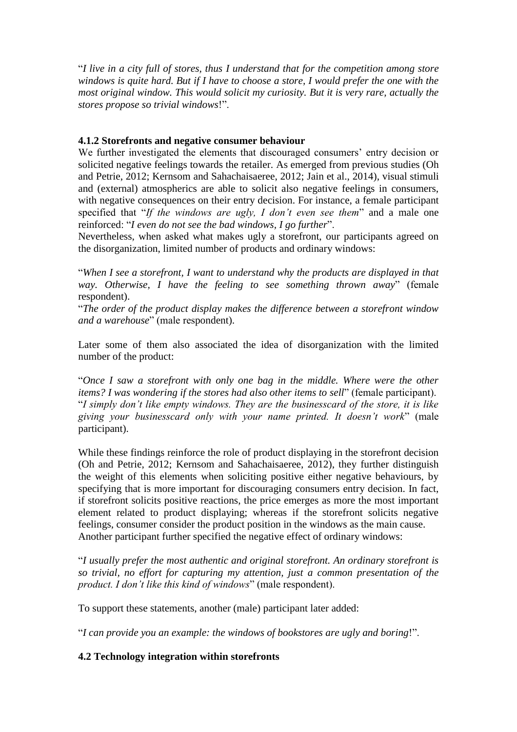"*I live in a city full of stores, thus I understand that for the competition among store windows is quite hard. But if I have to choose a store, I would prefer the one with the most original window. This would solicit my curiosity. But it is very rare, actually the stores propose so trivial windows*!".

**4.1.2 Storefronts and negative consumer behaviour**

We further investigated the elements that discouraged consumers' entry decision or solicited negative feelings towards the retailer. As emerged from previous studies (Oh and Petrie, 2012; Kernsom and Sahachaisaeree, 2012; Jain et al., 2014), visual stimuli and (external) atmospherics are able to solicit also negative feelings in consumers, with negative consequences on their entry decision. For instance, a female participant specified that "*If the windows are ugly, I don't even see them*" and a male one reinforced: "*I even do not see the bad windows, I go further*".

Nevertheless, when asked what makes ugly a storefront, our participants agreed on the disorganization, limited number of products and ordinary windows:

"*When I see a storefront, I want to understand why the products are displayed in that way. Otherwise, I have the feeling to see something thrown away*" (female respondent).

"*The order of the product display makes the difference between a storefront window and a warehouse*" (male respondent).

Later some of them also associated the idea of disorganization with the limited number of the product:

"*Once I saw a storefront with only one bag in the middle. Where were the other items? I was wondering if the stores had also other items to sell*" (female participant).

"*I simply don't like empty windows. They are the businesscard of the store, it is like giving your businesscard only with your name printed. It doesn't work*" (male participant).

While these findings reinforce the role of product displaying in the storefront decision (Oh and Petrie, 2012; Kernsom and Sahachaisaeree, 2012), they further distinguish the weight of this elements when soliciting positive either negative behaviours, by specifying that is more important for discouraging consumers entry decision. In fact, if storefront solicits positive reactions, the price emerges as more the most important element related to product displaying; whereas if the storefront solicits negative feelings, consumer consider the product position in the windows as the main cause.

Another participant further specified the negative effect of ordinary windows:

"*I usually prefer the most authentic and original storefront. An ordinary storefront is so trivial, no effort for capturing my attention, just a common presentation of the product. I don't like this kind of windows*" (male respondent).

To support these statements, another (male) participant later added:

"*I can provide you an example: the windows of bookstores are ugly and boring*!".

**4.2 Technology integration within storefronts**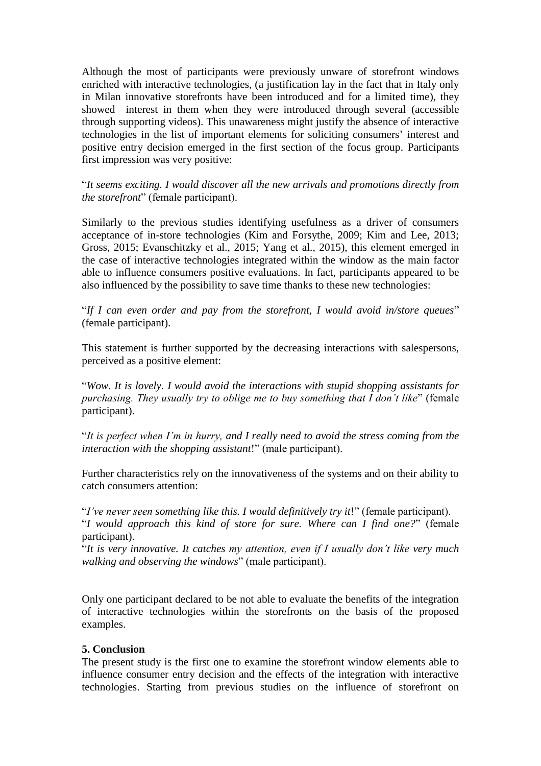Although the most of participants were previously unware of storefront windows enriched with interactive technologies, (a justification lay in the fact that in Italy only in Milan innovative storefronts have been introduced and for a limited time), they showed interest in them when they were introduced through several (accessible through supporting videos). This unawareness might justify the absence of interactive technologies in the list of important elements for soliciting consumers' interest and positive entry decision emerged in the first section of the focus group. Participants first impression was very positive:

"*It seems exciting. I would discover all the new arrivals and promotions directly from the storefront*" (female participant).

Similarly to the previous studies identifying usefulness as a driver of consumers acceptance of in-store technologies (Kim and Forsythe, 2009; Kim and Lee, 2013; Gross, 2015; Evanschitzky et al., 2015; Yang et al., 2015), this element emerged in the case of interactive technologies integrated within the window as the main factor able to influence consumers positive evaluations. In fact, participants appeared to be also influenced by the possibility to save time thanks to these new technologies:

"*If I can even order and pay from the storefront, I would avoid in/store queues*" (female participant).

This statement is further supported by the decreasing interactions with salespersons, perceived as a positive element:

"*Wow. It is lovely. I would avoid the interactions with stupid shopping assistants for purchasing. They usually try to oblige me to buy something that I don't like*" (female participant).

"*It is perfect when I'm in hurry, and I really need to avoid the stress coming from the interaction with the shopping assistant*!" (male participant).

Further characteristics rely on the innovativeness of the systems and on their ability to catch consumers attention:

"*I've never seen something like this. I would definitively try it*!" (female participant).
"*I would approach this kind of store for sure. Where can I find one?*" (female participant).
"*It is very innovative. It catches my attention, even if I usually don't like very much walking and observing the windows*" (male participant).

Only one participant declared to be not able to evaluate the benefits of the integration of interactive technologies within the storefronts on the basis of the proposed examples.

## 5. Conclusion

The present study is the first one to examine the storefront window elements able to influence consumer entry decision and the effects of the integration with interactive technologies. Starting from previous studies on the influence of storefront on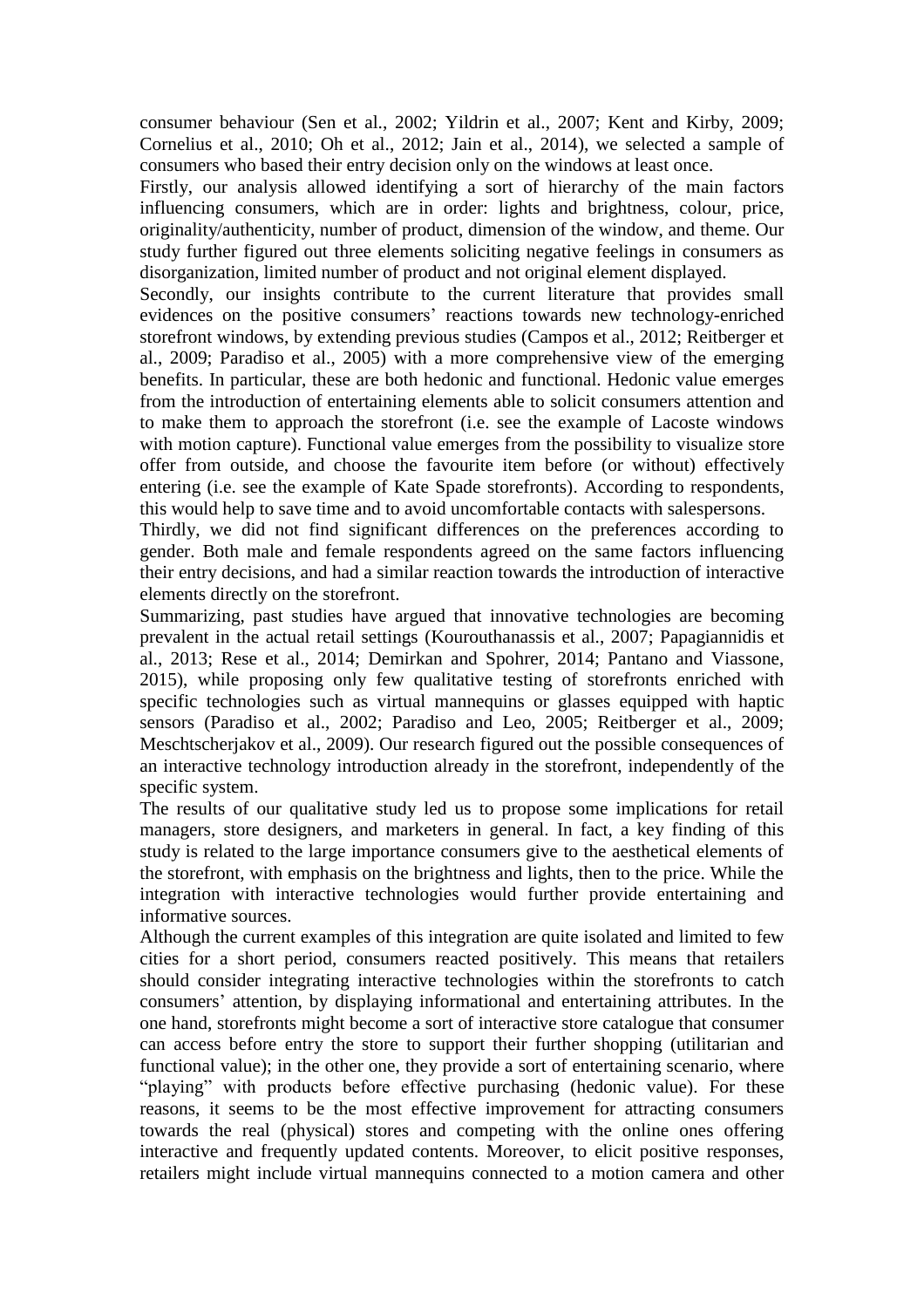consumer behaviour (Sen et al., 2002; Yildrin et al., 2007; Kent and Kirby, 2009; Cornelius et al., 2010; Oh et al., 2012; Jain et al., 2014), we selected a sample of consumers who based their entry decision only on the windows at least once.

Firstly, our analysis allowed identifying a sort of hierarchy of the main factors influencing consumers, which are in order: lights and brightness, colour, price, originality/authenticity, number of product, dimension of the window, and theme. Our study further figured out three elements soliciting negative feelings in consumers as disorganization, limited number of product and not original element displayed.

Secondly, our insights contribute to the current literature that provides small evidences on the positive consumers' reactions towards new technology-enriched storefront windows, by extending previous studies (Campos et al., 2012; Reitberger et al., 2009; Paradiso et al., 2005) with a more comprehensive view of the emerging benefits. In particular, these are both hedonic and functional. Hedonic value emerges from the introduction of entertaining elements able to solicit consumers attention and to make them to approach the storefront (i.e. see the example of Lacoste windows with motion capture). Functional value emerges from the possibility to visualize store offer from outside, and choose the favourite item before (or without) effectively entering (i.e. see the example of Kate Spade storefronts). According to respondents, this would help to save time and to avoid uncomfortable contacts with salespersons.

Thirdly, we did not find significant differences on the preferences according to gender. Both male and female respondents agreed on the same factors influencing their entry decisions, and had a similar reaction towards the introduction of interactive elements directly on the storefront.

Summarizing, past studies have argued that innovative technologies are becoming prevalent in the actual retail settings (Kourouthanassis et al., 2007; Papagiannidis et al., 2013; Rese et al., 2014; Demirkan and Spohrer, 2014; Pantano and Viassone, 2015), while proposing only few qualitative testing of storefronts enriched with specific technologies such as virtual mannequins or glasses equipped with haptic sensors (Paradiso et al., 2002; Paradiso and Leo, 2005; Reitberger et al., 2009; Meschtscherjakov et al., 2009). Our research figured out the possible consequences of an interactive technology introduction already in the storefront, independently of the specific system.

The results of our qualitative study led us to propose some implications for retail managers, store designers, and marketers in general. In fact, a key finding of this study is related to the large importance consumers give to the aesthetical elements of the storefront, with emphasis on the brightness and lights, then to the price. While the integration with interactive technologies would further provide entertaining and informative sources.

Although the current examples of this integration are quite isolated and limited to few cities for a short period, consumers reacted positively. This means that retailers should consider integrating interactive technologies within the storefronts to catch consumers' attention, by displaying informational and entertaining attributes. In the one hand, storefronts might become a sort of interactive store catalogue that consumer can access before entry the store to support their further shopping (utilitarian and functional value); in the other one, they provide a sort of entertaining scenario, where "playing" with products before effective purchasing (hedonic value). For these reasons, it seems to be the most effective improvement for attracting consumers towards the real (physical) stores and competing with the online ones offering interactive and frequently updated contents. Moreover, to elicit positive responses, retailers might include virtual mannequins connected to a motion camera and other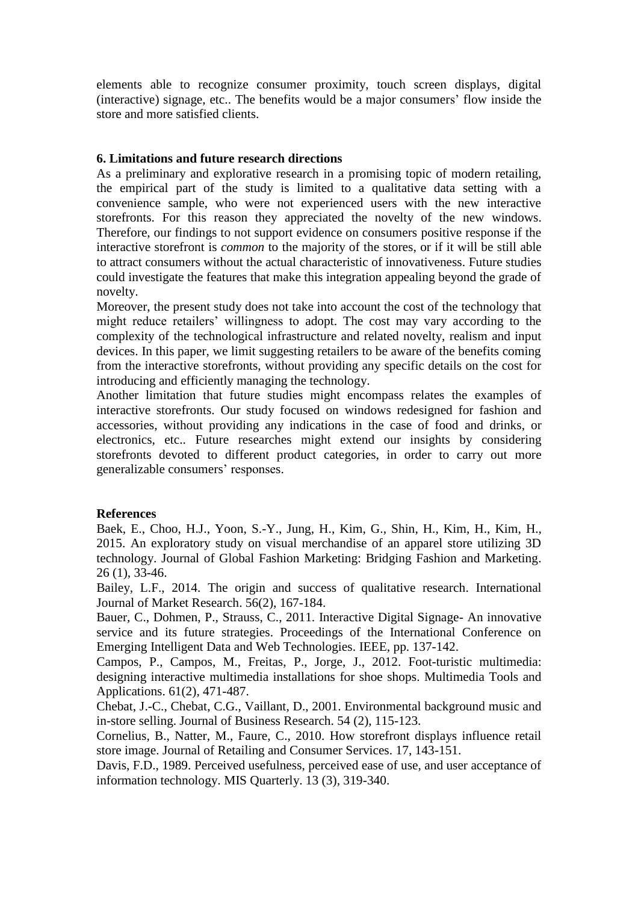elements able to recognize consumer proximity, touch screen displays, digital (interactive) signage, etc.. The benefits would be a major consumers' flow inside the store and more satisfied clients.

## 6. Limitations and future research directions

As a preliminary and explorative research in a promising topic of modern retailing, the empirical part of the study is limited to a qualitative data setting with a convenience sample, who were not experienced users with the new interactive storefronts. For this reason they appreciated the novelty of the new windows. Therefore, our findings to not support evidence on consumers positive response if the interactive storefront is *common* to the majority of the stores, or if it will be still able to attract consumers without the actual characteristic of innovativeness. Future studies could investigate the features that make this integration appealing beyond the grade of novelty.

Moreover, the present study does not take into account the cost of the technology that might reduce retailers' willingness to adopt. The cost may vary according to the complexity of the technological infrastructure and related novelty, realism and input devices. In this paper, we limit suggesting retailers to be aware of the benefits coming from the interactive storefronts, without providing any specific details on the cost for introducing and efficiently managing the technology.

Another limitation that future studies might encompass relates the examples of interactive storefronts. Our study focused on windows redesigned for fashion and accessories, without providing any indications in the case of food and drinks, or electronics, etc.. Future researches might extend our insights by considering storefronts devoted to different product categories, in order to carry out more generalizable consumers' responses.

## References

Baek, E., Choo, H.J., Yoon, S.-Y., Jung, H., Kim, G., Shin, H., Kim, H., Kim, H., 2015. An exploratory study on visual merchandise of an apparel store utilizing 3D technology. Journal of Global Fashion Marketing: Bridging Fashion and Marketing. 26 (1), 33-46.

Bailey, L.F., 2014. The origin and success of qualitative research. International Journal of Market Research. 56(2), 167-184.

Bauer, C., Dohmen, P., Strauss, C., 2011. Interactive Digital Signage- An innovative service and its future strategies. Proceedings of the International Conference on Emerging Intelligent Data and Web Technologies. IEEE, pp. 137-142.

Campos, P., Campos, M., Freitas, P., Jorge, J., 2012. Foot-turistic multimedia: designing interactive multimedia installations for shoe shops. Multimedia Tools and Applications. 61(2), 471-487.

Chebat, J.-C., Chebat, C.G., Vaillant, D., 2001. Environmental background music and in-store selling. Journal of Business Research. 54 (2), 115-123.

Cornelius, B., Natter, M., Faure, C., 2010. How storefront displays influence retail store image. Journal of Retailing and Consumer Services. 17, 143-151.

Davis, F.D., 1989. Perceived usefulness, perceived ease of use, and user acceptance of information technology. MIS Quarterly. 13 (3), 319-340.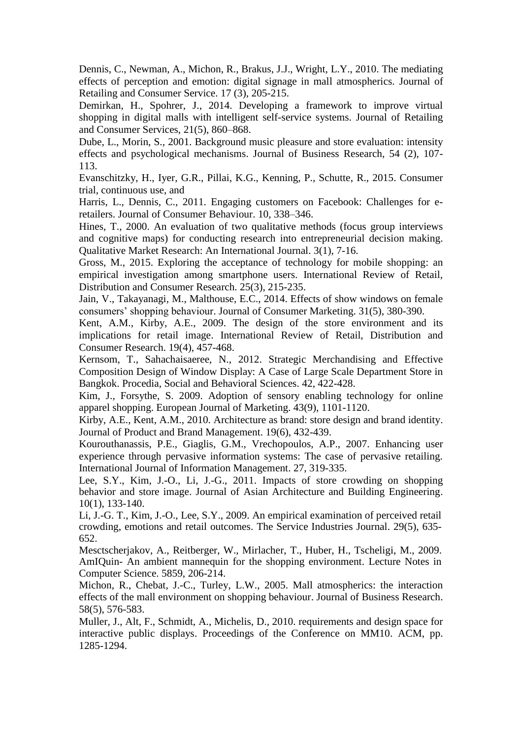Dennis, C., Newman, A., Michon, R., Brakus, J.J., Wright, L.Y., 2010. The mediating effects of perception and emotion: digital signage in mall atmospherics. Journal of Retailing and Consumer Service. 17 (3), 205-215.

Demirkan, H., Spohrer, J., 2014. Developing a framework to improve virtual shopping in digital malls with intelligent self-service systems. Journal of Retailing and Consumer Services, 21(5), 860–868.

Dube, L., Morin, S., 2001. Background music pleasure and store evaluation: intensity effects and psychological mechanisms. Journal of Business Research, 54 (2), 107-113.

Evanschitzky, H., Iyer, G.R., Pillai, K.G., Kenning, P., Schutte, R., 2015. Consumer trial, continuous use, and

Harris, L., Dennis, C., 2011. Engaging customers on Facebook: Challenges for e-retailers. Journal of Consumer Behaviour. 10, 338–346.

Hines, T., 2000. An evaluation of two qualitative methods (focus group interviews and cognitive maps) for conducting research into entrepreneurial decision making. Qualitative Market Research: An International Journal. 3(1), 7-16.

Gross, M., 2015. Exploring the acceptance of technology for mobile shopping: an empirical investigation among smartphone users. International Review of Retail, Distribution and Consumer Research. 25(3), 215-235.

Jain, V., Takayanagi, M., Malthouse, E.C., 2014. Effects of show windows on female consumers' shopping behaviour. Journal of Consumer Marketing. 31(5), 380-390.

Kent, A.M., Kirby, A.E., 2009. The design of the store environment and its implications for retail image. International Review of Retail, Distribution and Consumer Research. 19(4), 457-468.

Kernsom, T., Sahachaisaeree, N., 2012. Strategic Merchandising and Effective Composition Design of Window Display: A Case of Large Scale Department Store in Bangkok. Procedia, Social and Behavioral Sciences. 42, 422-428.

Kim, J., Forsythe, S. 2009. Adoption of sensory enabling technology for online apparel shopping. European Journal of Marketing. 43(9), 1101-1120.

Kirby, A.E., Kent, A.M., 2010. Architecture as brand: store design and brand identity. Journal of Product and Brand Management. 19(6), 432-439.

Kourouthanassis, P.E., Giaglis, G.M., Vrechopoulos, A.P., 2007. Enhancing user experience through pervasive information systems: The case of pervasive retailing. International Journal of Information Management. 27, 319-335.

Lee, S.Y., Kim, J.-O., Li, J.-G., 2011. Impacts of store crowding on shopping behavior and store image. Journal of Asian Architecture and Building Engineering. 10(1), 133-140.

Li, J.-G. T., Kim, J.-O., Lee, S.Y., 2009. An empirical examination of perceived retail crowding, emotions and retail outcomes. The Service Industries Journal. 29(5), 635-652.

Mesctscherjakov, A., Reitberger, W., Mirlacher, T., Huber, H., Tscheligi, M., 2009. AmIQuin- An ambient mannequin for the shopping environment. Lecture Notes in Computer Science. 5859, 206-214.

Michon, R., Chebat, J.-C., Turley, L.W., 2005. Mall atmospherics: the interaction effects of the mall environment on shopping behaviour. Journal of Business Research. 58(5), 576-583.

Muller, J., Alt, F., Schmidt, A., Michelis, D., 2010. requirements and design space for interactive public displays. Proceedings of the Conference on MM10. ACM, pp. 1285-1294.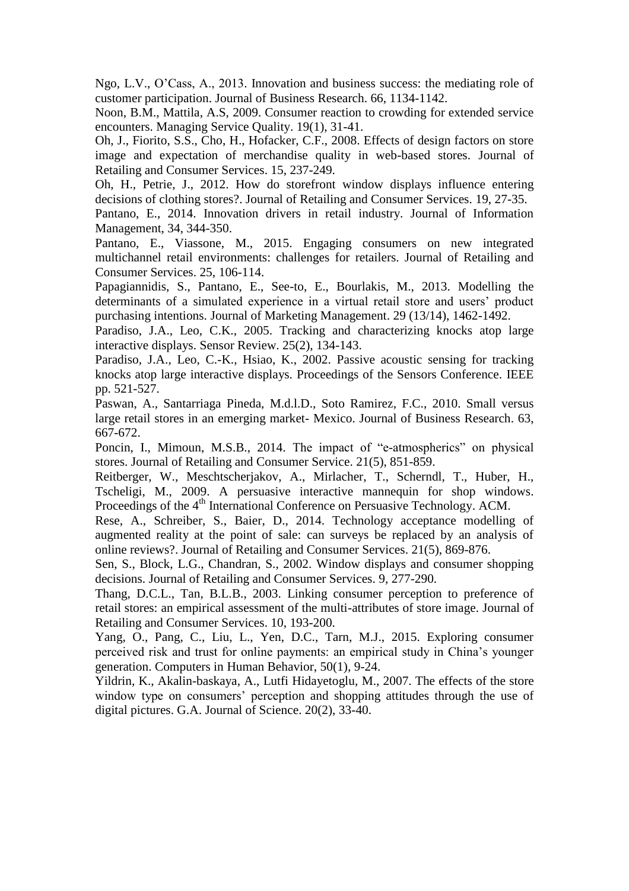Ngo, L.V., O'Cass, A., 2013. Innovation and business success: the mediating role of customer participation. Journal of Business Research. 66, 1134-1142.

Noon, B.M., Mattila, A.S, 2009. Consumer reaction to crowding for extended service encounters. Managing Service Quality. 19(1), 31-41.

Oh, J., Fiorito, S.S., Cho, H., Hofacker, C.F., 2008. Effects of design factors on store image and expectation of merchandise quality in web-based stores. Journal of Retailing and Consumer Services. 15, 237-249.

Oh, H., Petrie, J., 2012. How do storefront window displays influence entering decisions of clothing stores?. Journal of Retailing and Consumer Services. 19, 27-35.

Pantano, E., 2014. Innovation drivers in retail industry. Journal of Information Management, 34, 344-350.

Pantano, E., Viassone, M., 2015. Engaging consumers on new integrated multichannel retail environments: challenges for retailers. Journal of Retailing and Consumer Services. 25, 106-114.

Papagiannidis, S., Pantano, E., See-to, E., Bourlakis, M., 2013. Modelling the determinants of a simulated experience in a virtual retail store and users' product purchasing intentions. Journal of Marketing Management. 29 (13/14), 1462-1492.

Paradiso, J.A., Leo, C.K., 2005. Tracking and characterizing knocks atop large interactive displays. Sensor Review. 25(2), 134-143.

Paradiso, J.A., Leo, C.-K., Hsiao, K., 2002. Passive acoustic sensing for tracking knocks atop large interactive displays. Proceedings of the Sensors Conference. IEEE pp. 521-527.

Paswan, A., Santarriaga Pineda, M.d.l.D., Soto Ramirez, F.C., 2010. Small versus large retail stores in an emerging market- Mexico. Journal of Business Research. 63, 667-672.

Poncin, I., Mimoun, M.S.B., 2014. The impact of "e-atmospherics" on physical stores. Journal of Retailing and Consumer Service. 21(5), 851-859.

Reitberger, W., Meschtscherjakov, A., Mirlacher, T., Scherndl, T., Huber, H., Tscheligi, M., 2009. A persuasive interactive mannequin for shop windows. Proceedings of the 4th International Conference on Persuasive Technology. ACM.

Rese, A., Schreiber, S., Baier, D., 2014. Technology acceptance modelling of augmented reality at the point of sale: can surveys be replaced by an analysis of online reviews?. Journal of Retailing and Consumer Services. 21(5), 869-876.

Sen, S., Block, L.G., Chandran, S., 2002. Window displays and consumer shopping decisions. Journal of Retailing and Consumer Services. 9, 277-290.

Thang, D.C.L., Tan, B.L.B., 2003. Linking consumer perception to preference of retail stores: an empirical assessment of the multi-attributes of store image. Journal of Retailing and Consumer Services. 10, 193-200.

Yang, O., Pang, C., Liu, L., Yen, D.C., Tarn, M.J., 2015. Exploring consumer perceived risk and trust for online payments: an empirical study in China's younger generation. Computers in Human Behavior, 50(1), 9-24.

Yildrin, K., Akalin-baskaya, A., Lutfi Hidayetoglu, M., 2007. The effects of the store window type on consumers' perception and shopping attitudes through the use of digital pictures. G.A. Journal of Science. 20(2), 33-40.